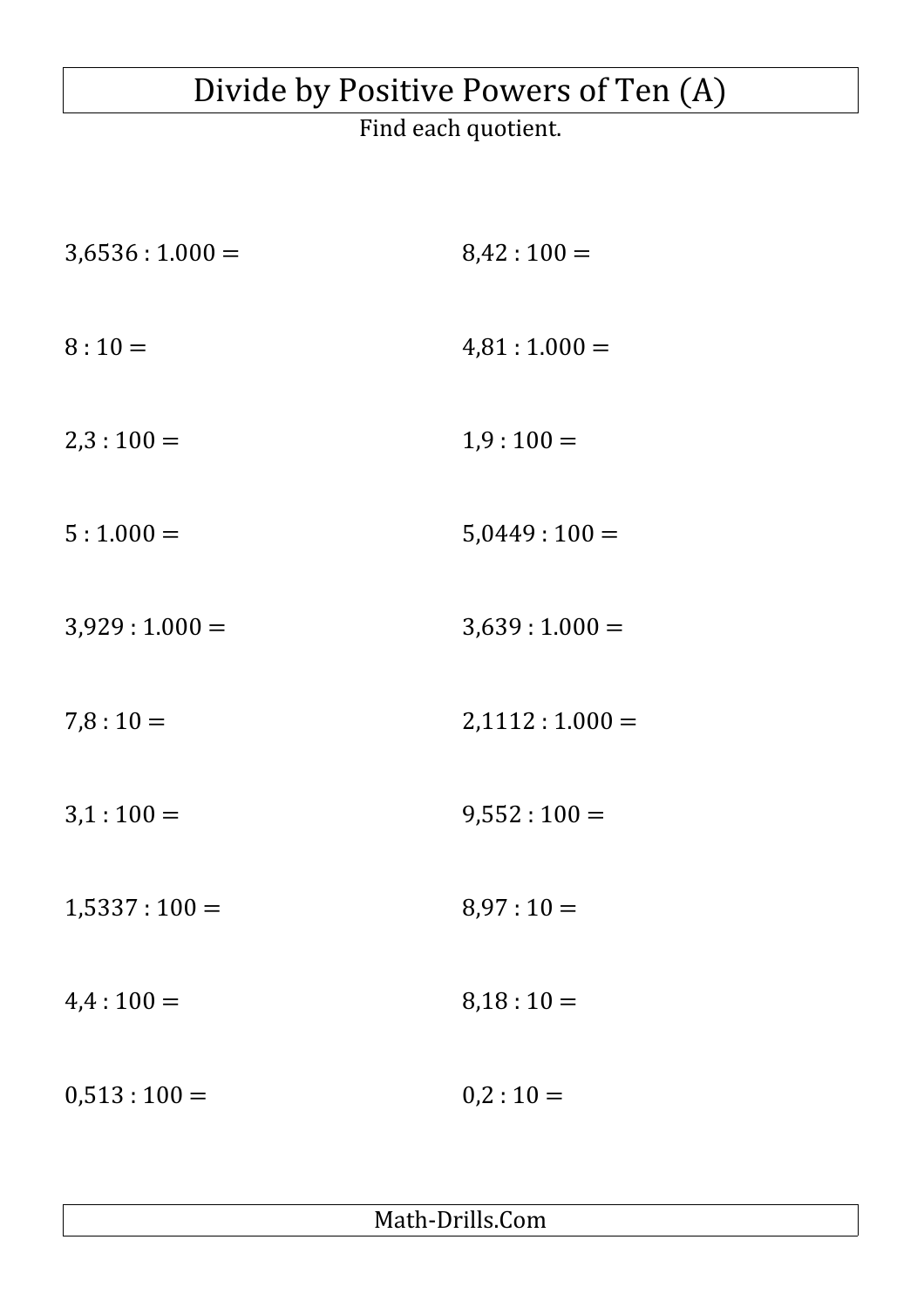# Divide by Positive Powers of Ten (A)

Find each quotient.

$3{,}6536 : 1.000 =$

$8{,}42 : 100 =$

$8 : 10 =$

$4{,}81 : 1.000 =$

$2{,}3 : 100 =$

$1{,}9 : 100 =$

$5 : 1.000 =$

$5{,}0449 : 100 =$

$3{,}929 : 1.000 =$

$3{,}639 : 1.000 =$

$7{,}8 : 10 =$

$2{,}1112 : 1.000 =$

$3{,}1 : 100 =$

$9{,}552 : 100 =$

$1{,}5337 : 100 =$

$8{,}97 : 10 =$

$4{,}4 : 100 =$

$8{,}18 : 10 =$

$0{,}513 : 100 =$

$0{,}2 : 10 =$

Math-Drills.Com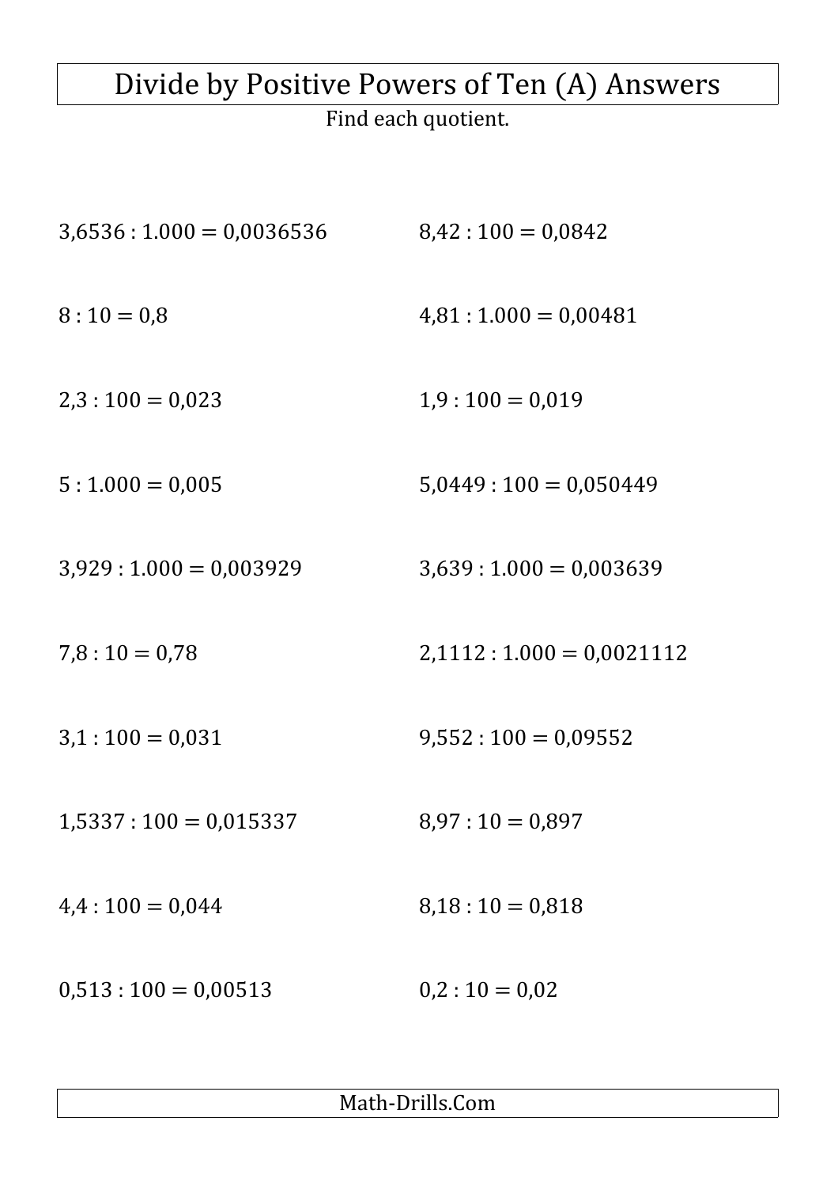# Divide by Positive Powers of Ten (A) Answers

Find each quotient.

$3{,}6536 : 1.000 = 0{,}0036536$

$8{,}42 : 100 = 0{,}0842$

$8 : 10 = 0{,}8$

$4{,}81 : 1.000 = 0{,}00481$

$2{,}3 : 100 = 0{,}023$

$1{,}9 : 100 = 0{,}019$

$5 : 1.000 = 0{,}005$

$5{,}0449 : 100 = 0{,}050449$

$3{,}929 : 1.000 = 0{,}003929$

$3{,}639 : 1.000 = 0{,}003639$

$7{,}8 : 10 = 0{,}78$

$2{,}1112 : 1.000 = 0{,}0021112$

$3{,}1 : 100 = 0{,}031$

$9{,}552 : 100 = 0{,}09552$

$1{,}5337 : 100 = 0{,}015337$

$8{,}97 : 10 = 0{,}897$

$4{,}4 : 100 = 0{,}044$

$8{,}18 : 10 = 0{,}818$

$0{,}513 : 100 = 0{,}00513$

$0{,}2 : 10 = 0{,}02$

Math-Drills.Com